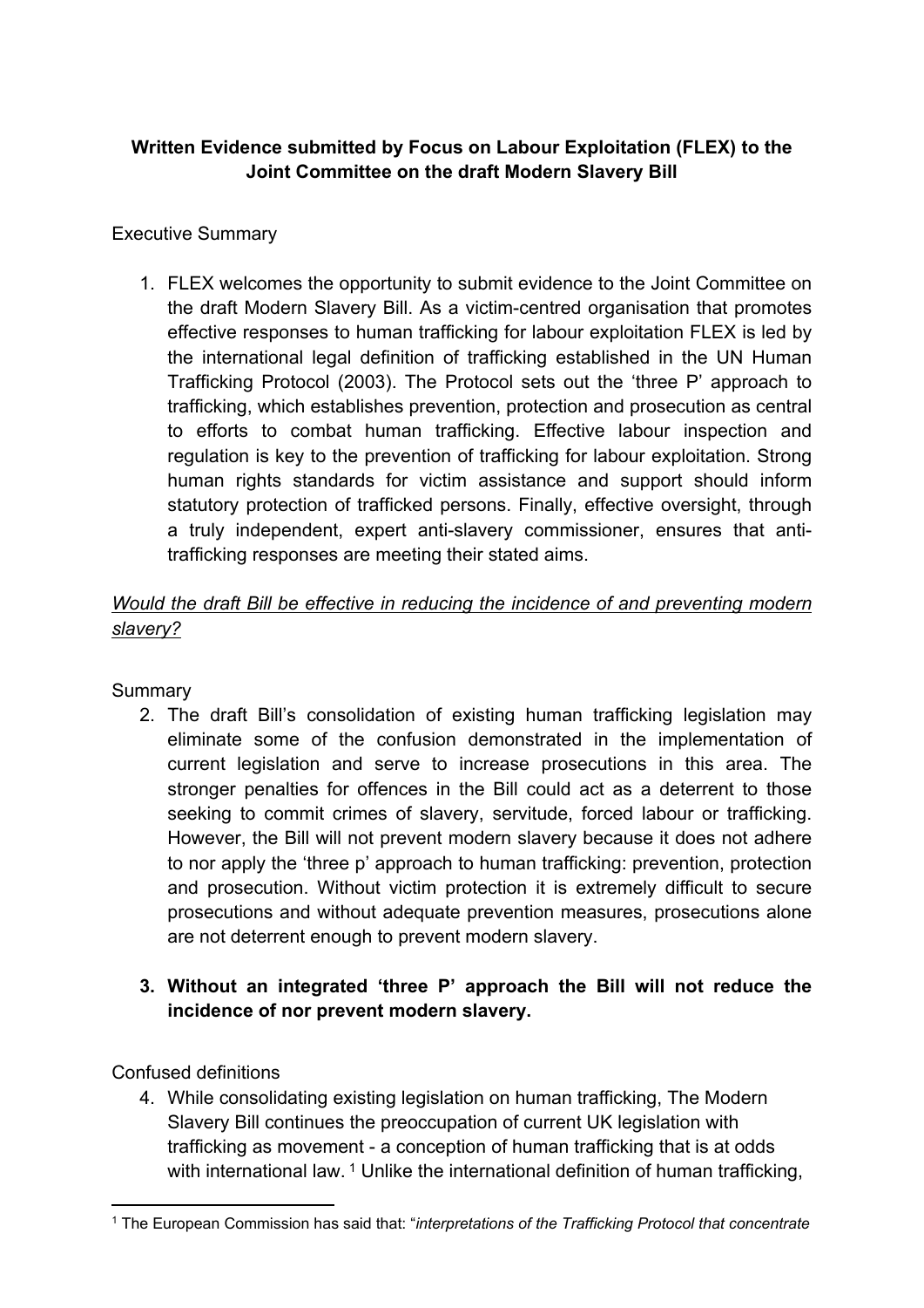**Written Evidence submitted by Focus on Labour Exploitation (FLEX) to the Joint Committee on the draft Modern Slavery Bill**

Executive Summary

1. FLEX welcomes the opportunity to submit evidence to the Joint Committee on the draft Modern Slavery Bill. As a victim-centred organisation that promotes effective responses to human trafficking for labour exploitation FLEX is led by the international legal definition of trafficking established in the UN Human Trafficking Protocol (2003). The Protocol sets out the 'three P' approach to trafficking, which establishes prevention, protection and prosecution as central to efforts to combat human trafficking. Effective labour inspection and regulation is key to the prevention of trafficking for labour exploitation. Strong human rights standards for victim assistance and support should inform statutory protection of trafficked persons. Finally, effective oversight, through a truly independent, expert anti-slavery commissioner, ensures that anti-trafficking responses are meeting their stated aims.

*Would the draft Bill be effective in reducing the incidence of and preventing modern slavery?*

Summary

2. The draft Bill's consolidation of existing human trafficking legislation may eliminate some of the confusion demonstrated in the implementation of current legislation and serve to increase prosecutions in this area. The stronger penalties for offences in the Bill could act as a deterrent to those seeking to commit crimes of slavery, servitude, forced labour or trafficking. However, the Bill will not prevent modern slavery because it does not adhere to nor apply the 'three p' approach to human trafficking: prevention, protection and prosecution. Without victim protection it is extremely difficult to secure prosecutions and without adequate prevention measures, prosecutions alone are not deterrent enough to prevent modern slavery.

3. **Without an integrated 'three P' approach the Bill will not reduce the incidence of nor prevent modern slavery.**

Confused definitions

4. While consolidating existing legislation on human trafficking, The Modern Slavery Bill continues the preoccupation of current UK legislation with trafficking as movement - a conception of human trafficking that is at odds with international law. [1] Unlike the international definition of human trafficking,

[1] The European Commission has said that: "*interpretations of the Trafficking Protocol that concentrate*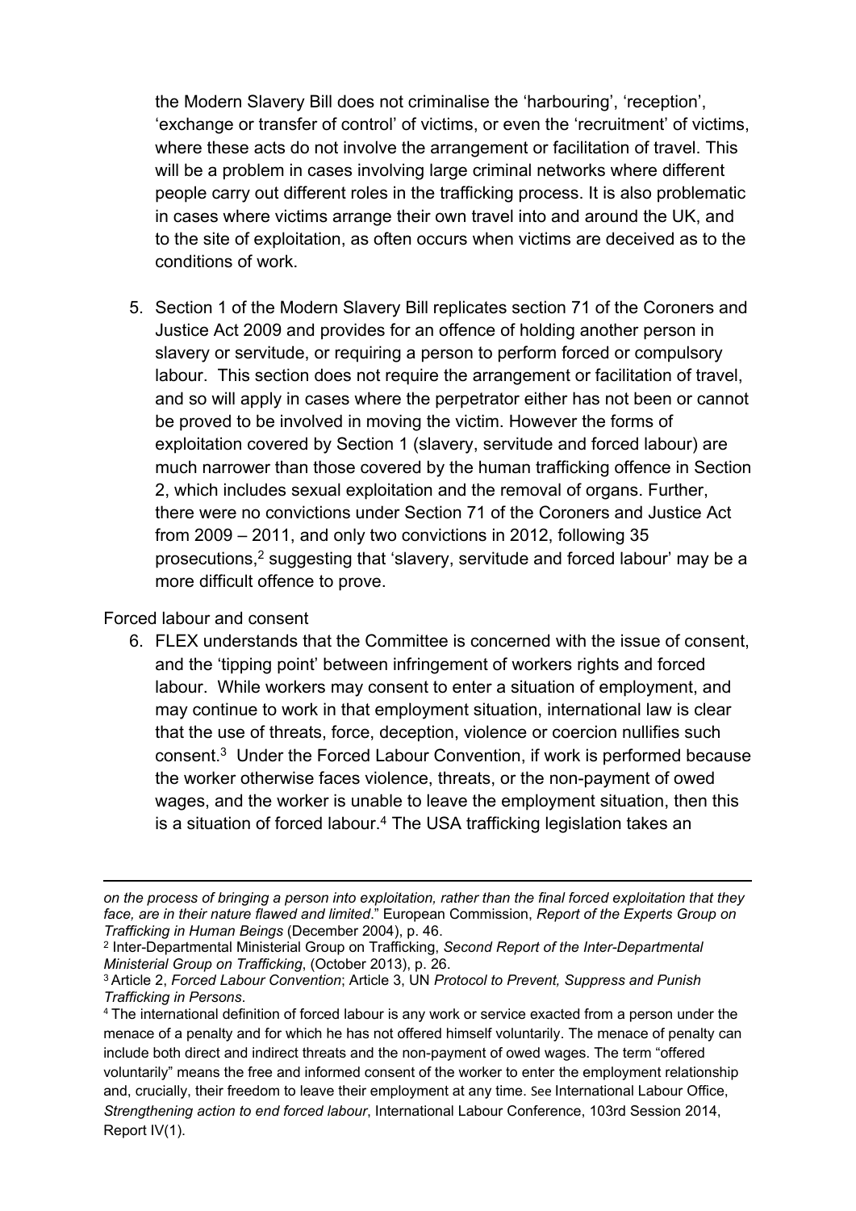the Modern Slavery Bill does not criminalise the 'harbouring', 'reception', 'exchange or transfer of control' of victims, or even the 'recruitment' of victims, where these acts do not involve the arrangement or facilitation of travel. This will be a problem in cases involving large criminal networks where different people carry out different roles in the trafficking process. It is also problematic in cases where victims arrange their own travel into and around the UK, and to the site of exploitation, as often occurs when victims are deceived as to the conditions of work.

5. Section 1 of the Modern Slavery Bill replicates section 71 of the Coroners and Justice Act 2009 and provides for an offence of holding another person in slavery or servitude, or requiring a person to perform forced or compulsory labour. This section does not require the arrangement or facilitation of travel, and so will apply in cases where the perpetrator either has not been or cannot be proved to be involved in moving the victim. However the forms of exploitation covered by Section 1 (slavery, servitude and forced labour) are much narrower than those covered by the human trafficking offence in Section 2, which includes sexual exploitation and the removal of organs. Further, there were no convictions under Section 71 of the Coroners and Justice Act from 2009 – 2011, and only two convictions in 2012, following 35 prosecutions,[2] suggesting that 'slavery, servitude and forced labour' may be a more difficult offence to prove.

Forced labour and consent

6. FLEX understands that the Committee is concerned with the issue of consent, and the 'tipping point' between infringement of workers rights and forced labour. While workers may consent to enter a situation of employment, and may continue to work in that employment situation, international law is clear that the use of threats, force, deception, violence or coercion nullifies such consent.[3] Under the Forced Labour Convention, if work is performed because the worker otherwise faces violence, threats, or the non-payment of owed wages, and the worker is unable to leave the employment situation, then this is a situation of forced labour.[4] The USA trafficking legislation takes an

---

*on the process of bringing a person into exploitation, rather than the final forced exploitation that they face, are in their nature flawed and limited*." European Commission, *Report of the Experts Group on Trafficking in Human Beings* (December 2004), p. 46.

[2] Inter-Departmental Ministerial Group on Trafficking, *Second Report of the Inter-Departmental Ministerial Group on Trafficking*, (October 2013), p. 26.

[3] Article 2, *Forced Labour Convention*; Article 3, UN *Protocol to Prevent, Suppress and Punish Trafficking in Persons*.

[4] The international definition of forced labour is any work or service exacted from a person under the menace of a penalty and for which he has not offered himself voluntarily. The menace of penalty can include both direct and indirect threats and the non-payment of owed wages. The term "offered voluntarily" means the free and informed consent of the worker to enter the employment relationship and, crucially, their freedom to leave their employment at any time. See International Labour Office, *Strengthening action to end forced labour*, International Labour Conference, 103rd Session 2014, Report IV(1).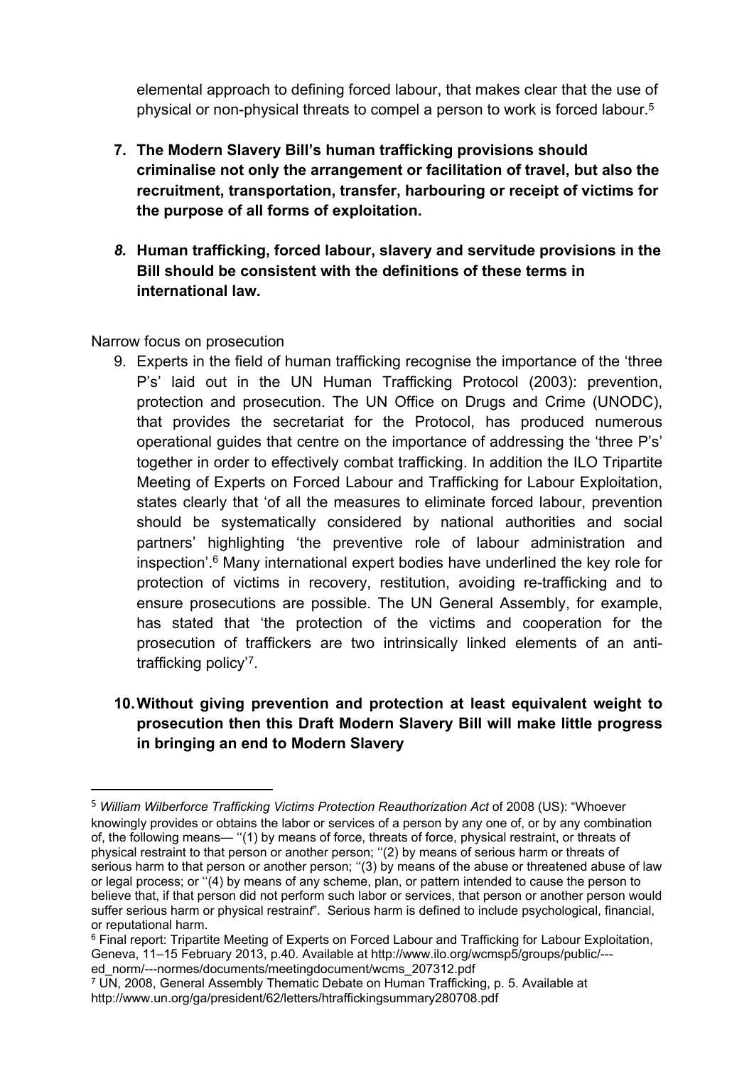elemental approach to defining forced labour, that makes clear that the use of physical or non-physical threats to compel a person to work is forced labour.[5]

7. **The Modern Slavery Bill's human trafficking provisions should criminalise not only the arrangement or facilitation of travel, but also the recruitment, transportation, transfer, harbouring or receipt of victims for the purpose of all forms of exploitation.**

8. **Human trafficking, forced labour, slavery and servitude provisions in the Bill should be consistent with the definitions of these terms in international law.**

Narrow focus on prosecution

9. Experts in the field of human trafficking recognise the importance of the 'three P's' laid out in the UN Human Trafficking Protocol (2003): prevention, protection and prosecution. The UN Office on Drugs and Crime (UNODC), that provides the secretariat for the Protocol, has produced numerous operational guides that centre on the importance of addressing the 'three P's' together in order to effectively combat trafficking. In addition the ILO Tripartite Meeting of Experts on Forced Labour and Trafficking for Labour Exploitation, states clearly that 'of all the measures to eliminate forced labour, prevention should be systematically considered by national authorities and social partners' highlighting 'the preventive role of labour administration and inspection'.[6] Many international expert bodies have underlined the key role for protection of victims in recovery, restitution, avoiding re-trafficking and to ensure prosecutions are possible. The UN General Assembly, for example, has stated that 'the protection of the victims and cooperation for the prosecution of traffickers are two intrinsically linked elements of an anti-trafficking policy'[7].

10. **Without giving prevention and protection at least equivalent weight to prosecution then this Draft Modern Slavery Bill will make little progress in bringing an end to Modern Slavery**

---

[5] *William Wilberforce Trafficking Victims Protection Reauthorization Act* of 2008 (US): "Whoever knowingly provides or obtains the labor or services of a person by any one of, or by any combination of, the following means— ''(1) by means of force, threats of force, physical restraint, or threats of physical restraint to that person or another person; ''(2) by means of serious harm or threats of serious harm to that person or another person; ''(3) by means of the abuse or threatened abuse of law or legal process; or ''(4) by means of any scheme, plan, or pattern intended to cause the person to believe that, if that person did not perform such labor or services, that person or another person would suffer serious harm or physical restraint". Serious harm is defined to include psychological, financial, or reputational harm.

[6] Final report: Tripartite Meeting of Experts on Forced Labour and Trafficking for Labour Exploitation, Geneva, 11–15 February 2013, p.40. Available at http://www.ilo.org/wcmsp5/groups/public/---ed_norm/---normes/documents/meetingdocument/wcms_207312.pdf

[7] UN, 2008, General Assembly Thematic Debate on Human Trafficking, p. 5. Available at http://www.un.org/ga/president/62/letters/htraffickingsummary280708.pdf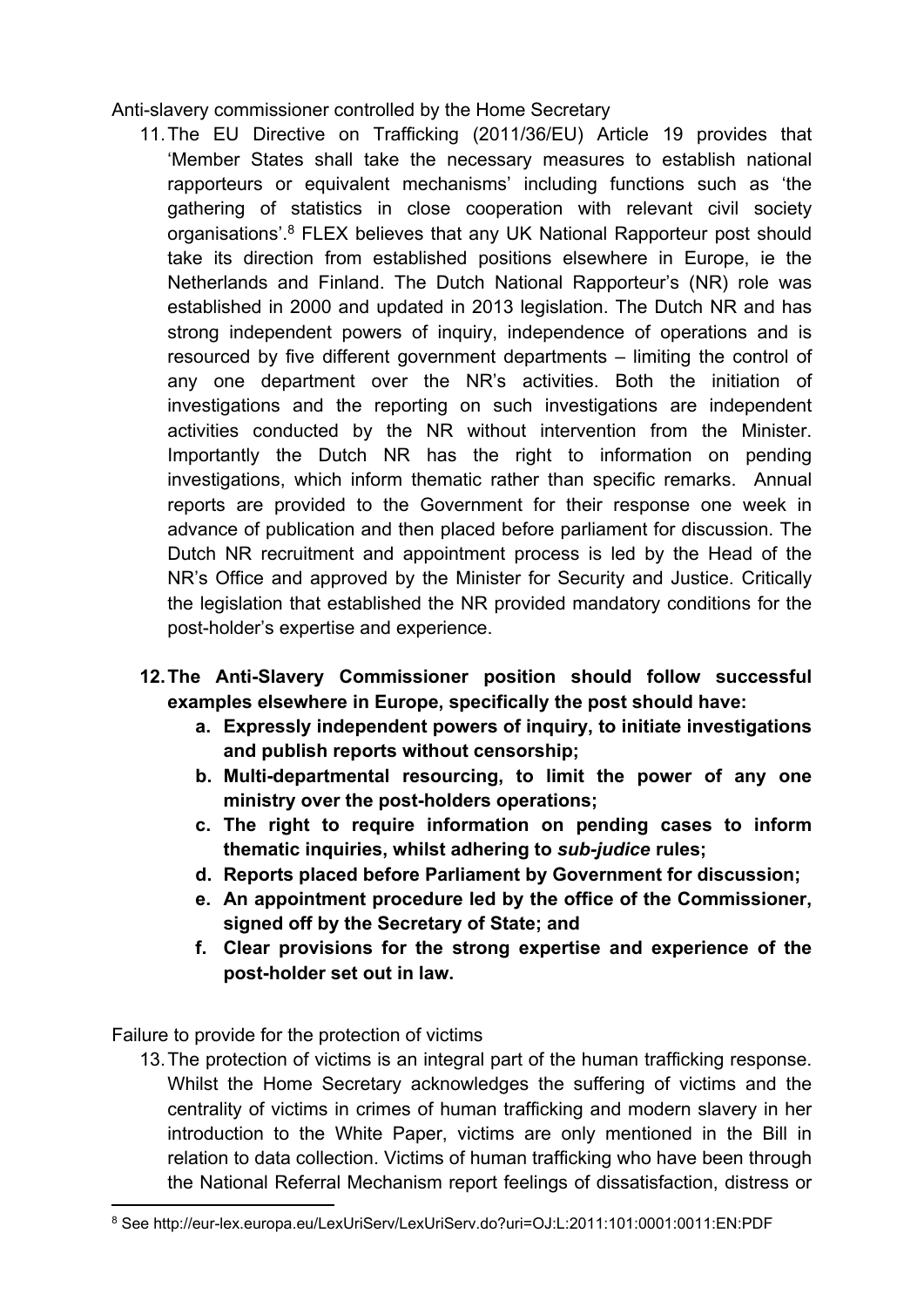Anti-slavery commissioner controlled by the Home Secretary

11. The EU Directive on Trafficking (2011/36/EU) Article 19 provides that 'Member States shall take the necessary measures to establish national rapporteurs or equivalent mechanisms' including functions such as 'the gathering of statistics in close cooperation with relevant civil society organisations'.[8] FLEX believes that any UK National Rapporteur post should take its direction from established positions elsewhere in Europe, ie the Netherlands and Finland. The Dutch National Rapporteur's (NR) role was established in 2000 and updated in 2013 legislation. The Dutch NR and has strong independent powers of inquiry, independence of operations and is resourced by five different government departments – limiting the control of any one department over the NR's activities. Both the initiation of investigations and the reporting on such investigations are independent activities conducted by the NR without intervention from the Minister. Importantly the Dutch NR has the right to information on pending investigations, which inform thematic rather than specific remarks. Annual reports are provided to the Government for their response one week in advance of publication and then placed before parliament for discussion. The Dutch NR recruitment and appointment process is led by the Head of the NR's Office and approved by the Minister for Security and Justice. Critically the legislation that established the NR provided mandatory conditions for the post-holder's expertise and experience.

12. **The Anti-Slavery Commissioner position should follow successful examples elsewhere in Europe, specifically the post should have:**
    a. **Expressly independent powers of inquiry, to initiate investigations and publish reports without censorship;**
    b. **Multi-departmental resourcing, to limit the power of any one ministry over the post-holders operations;**
    c. **The right to require information on pending cases to inform thematic inquiries, whilst adhering to *sub-judice* rules;**
    d. **Reports placed before Parliament by Government for discussion;**
    e. **An appointment procedure led by the office of the Commissioner, signed off by the Secretary of State; and**
    f. **Clear provisions for the strong expertise and experience of the post-holder set out in law.**

Failure to provide for the protection of victims

13. The protection of victims is an integral part of the human trafficking response. Whilst the Home Secretary acknowledges the suffering of victims and the centrality of victims in crimes of human trafficking and modern slavery in her introduction to the White Paper, victims are only mentioned in the Bill in relation to data collection. Victims of human trafficking who have been through the National Referral Mechanism report feelings of dissatisfaction, distress or

[8] See http://eur-lex.europa.eu/LexUriServ/LexUriServ.do?uri=OJ:L:2011:101:0001:0011:EN:PDF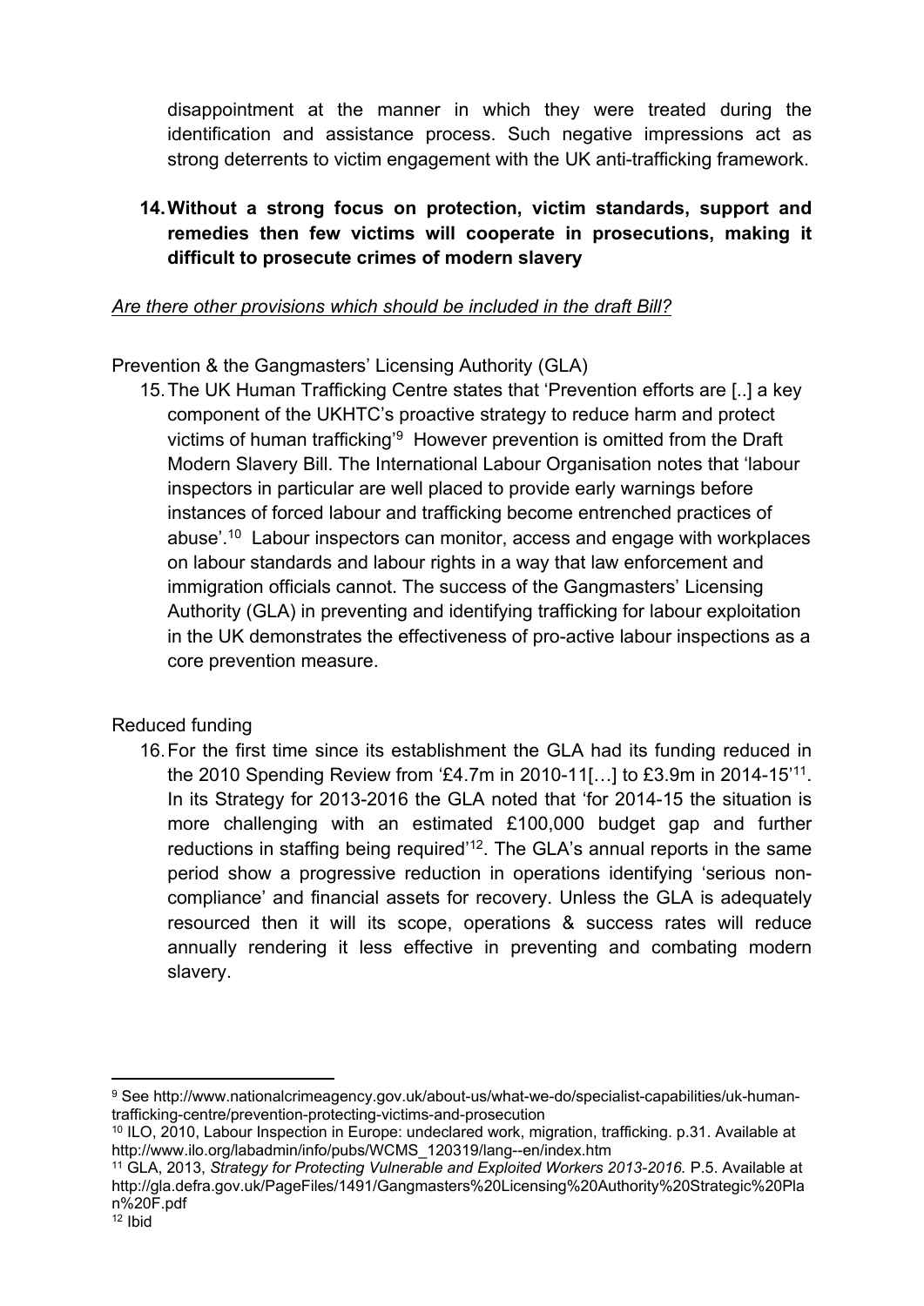disappointment at the manner in which they were treated during the identification and assistance process. Such negative impressions act as strong deterrents to victim engagement with the UK anti-trafficking framework.

**14. Without a strong focus on protection, victim standards, support and remedies then few victims will cooperate in prosecutions, making it difficult to prosecute crimes of modern slavery**

*Are there other provisions which should be included in the draft Bill?*

Prevention & the Gangmasters' Licensing Authority (GLA)

15. The UK Human Trafficking Centre states that 'Prevention efforts are [..] a key component of the UKHTC's proactive strategy to reduce harm and protect victims of human trafficking'[9] However prevention is omitted from the Draft Modern Slavery Bill. The International Labour Organisation notes that 'labour inspectors in particular are well placed to provide early warnings before instances of forced labour and trafficking become entrenched practices of abuse'.[10] Labour inspectors can monitor, access and engage with workplaces on labour standards and labour rights in a way that law enforcement and immigration officials cannot. The success of the Gangmasters' Licensing Authority (GLA) in preventing and identifying trafficking for labour exploitation in the UK demonstrates the effectiveness of pro-active labour inspections as a core prevention measure.

Reduced funding

16. For the first time since its establishment the GLA had its funding reduced in the 2010 Spending Review from '£4.7m in 2010-11[…] to £3.9m in 2014-15'[11]. In its Strategy for 2013-2016 the GLA noted that 'for 2014-15 the situation is more challenging with an estimated £100,000 budget gap and further reductions in staffing being required'[12]. The GLA's annual reports in the same period show a progressive reduction in operations identifying 'serious non-compliance' and financial assets for recovery. Unless the GLA is adequately resourced then it will its scope, operations & success rates will reduce annually rendering it less effective in preventing and combating modern slavery.

---

[9] See http://www.nationalcrimeagency.gov.uk/about-us/what-we-do/specialist-capabilities/uk-human-trafficking-centre/prevention-protecting-victims-and-prosecution

[10] ILO, 2010, Labour Inspection in Europe: undeclared work, migration, trafficking. p.31. Available at http://www.ilo.org/labadmin/info/pubs/WCMS_120319/lang--en/index.htm

[11] GLA, 2013, *Strategy for Protecting Vulnerable and Exploited Workers 2013-2016.* P.5. Available at http://gla.defra.gov.uk/PageFiles/1491/Gangmasters%20Licensing%20Authority%20Strategic%20Plan%20F.pdf

[12] Ibid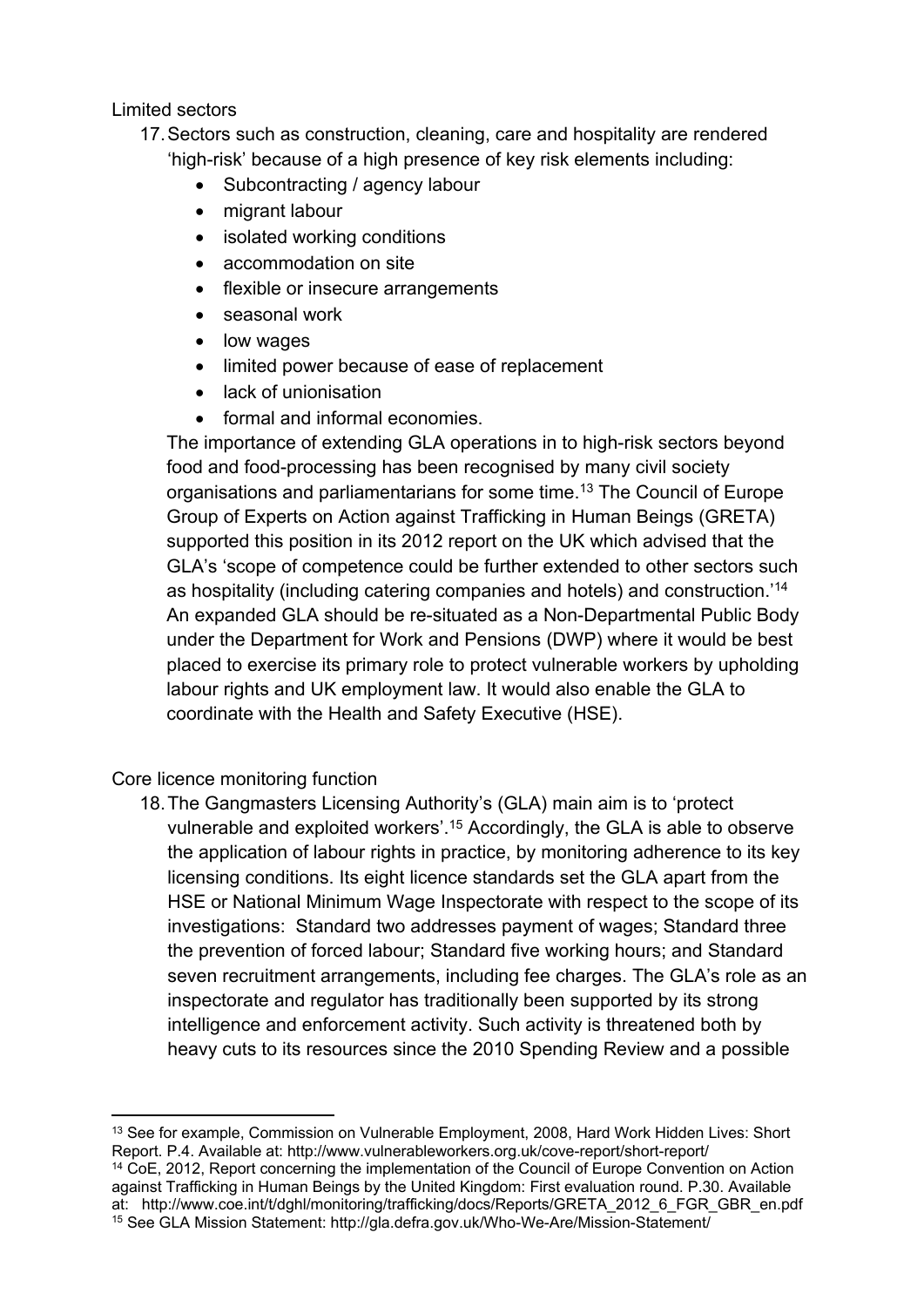Limited sectors

17. Sectors such as construction, cleaning, care and hospitality are rendered 'high-risk' because of a high presence of key risk elements including:
    - Subcontracting / agency labour
    - migrant labour
    - isolated working conditions
    - accommodation on site
    - flexible or insecure arrangements
    - seasonal work
    - low wages
    - limited power because of ease of replacement
    - lack of unionisation
    - formal and informal economies.

    The importance of extending GLA operations in to high-risk sectors beyond food and food-processing has been recognised by many civil society organisations and parliamentarians for some time.[13] The Council of Europe Group of Experts on Action against Trafficking in Human Beings (GRETA) supported this position in its 2012 report on the UK which advised that the GLA's 'scope of competence could be further extended to other sectors such as hospitality (including catering companies and hotels) and construction.'[14] An expanded GLA should be re-situated as a Non-Departmental Public Body under the Department for Work and Pensions (DWP) where it would be best placed to exercise its primary role to protect vulnerable workers by upholding labour rights and UK employment law. It would also enable the GLA to coordinate with the Health and Safety Executive (HSE).

Core licence monitoring function

18. The Gangmasters Licensing Authority's (GLA) main aim is to 'protect vulnerable and exploited workers'.[15] Accordingly, the GLA is able to observe the application of labour rights in practice, by monitoring adherence to its key licensing conditions. Its eight licence standards set the GLA apart from the HSE or National Minimum Wage Inspectorate with respect to the scope of its investigations: Standard two addresses payment of wages; Standard three the prevention of forced labour; Standard five working hours; and Standard seven recruitment arrangements, including fee charges. The GLA's role as an inspectorate and regulator has traditionally been supported by its strong intelligence and enforcement activity. Such activity is threatened both by heavy cuts to its resources since the 2010 Spending Review and a possible

---

[13] See for example, Commission on Vulnerable Employment, 2008, Hard Work Hidden Lives: Short Report. P.4. Available at: http://www.vulnerableworkers.org.uk/cove-report/short-report/

[14] CoE, 2012, Report concerning the implementation of the Council of Europe Convention on Action against Trafficking in Human Beings by the United Kingdom: First evaluation round. P.30. Available at: http://www.coe.int/t/dghl/monitoring/trafficking/docs/Reports/GRETA_2012_6_FGR_GBR_en.pdf

[15] See GLA Mission Statement: http://gla.defra.gov.uk/Who-We-Are/Mission-Statement/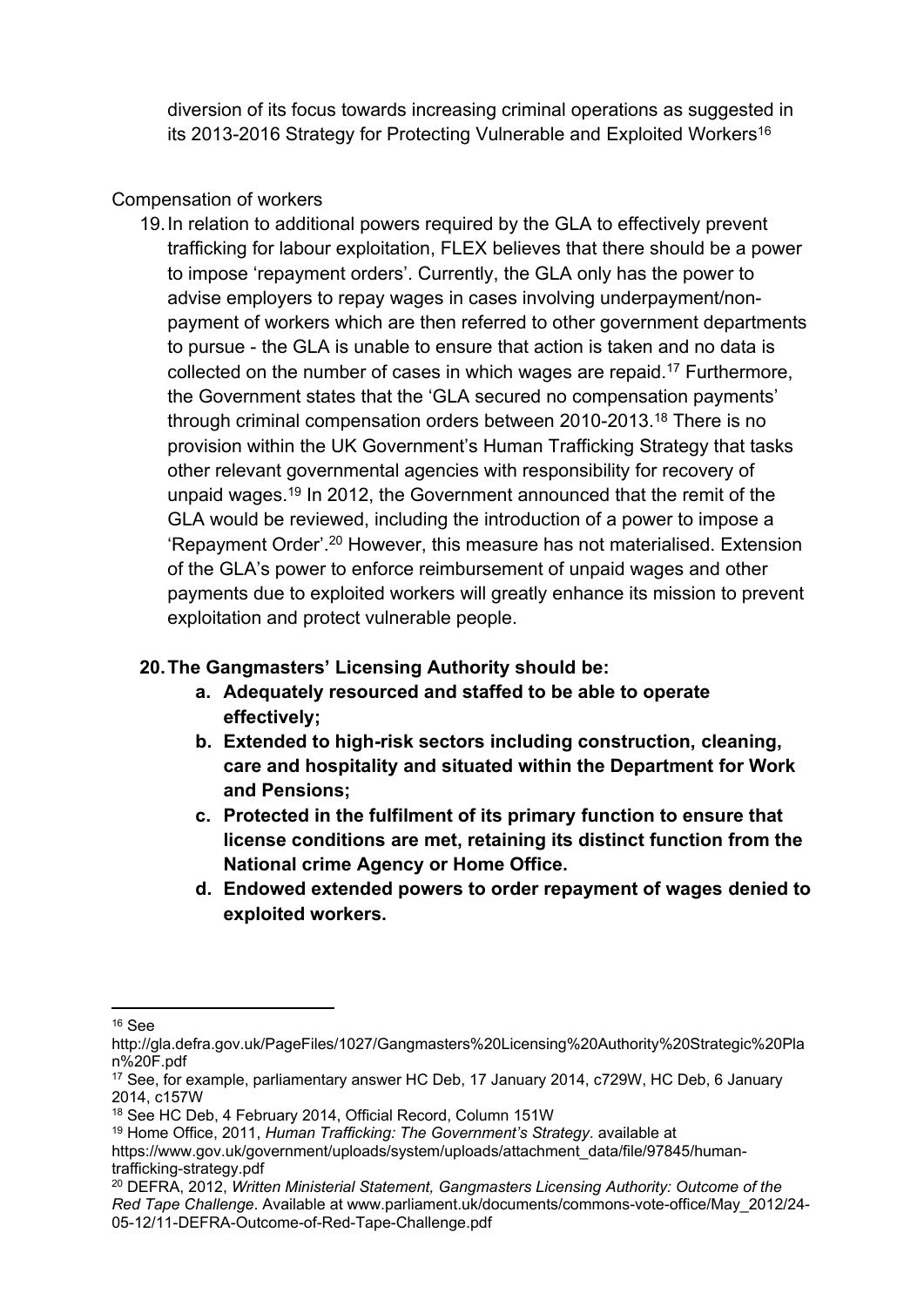diversion of its focus towards increasing criminal operations as suggested in its 2013-2016 Strategy for Protecting Vulnerable and Exploited Workers[16]

Compensation of workers

19. In relation to additional powers required by the GLA to effectively prevent trafficking for labour exploitation, FLEX believes that there should be a power to impose 'repayment orders'. Currently, the GLA only has the power to advise employers to repay wages in cases involving underpayment/non-payment of workers which are then referred to other government departments to pursue - the GLA is unable to ensure that action is taken and no data is collected on the number of cases in which wages are repaid.[17] Furthermore, the Government states that the 'GLA secured no compensation payments' through criminal compensation orders between 2010-2013.[18] There is no provision within the UK Government's Human Trafficking Strategy that tasks other relevant governmental agencies with responsibility for recovery of unpaid wages.[19] In 2012, the Government announced that the remit of the GLA would be reviewed, including the introduction of a power to impose a 'Repayment Order'.[20] However, this measure has not materialised. Extension of the GLA's power to enforce reimbursement of unpaid wages and other payments due to exploited workers will greatly enhance its mission to prevent exploitation and protect vulnerable people.

**20. The Gangmasters' Licensing Authority should be:**

- **a. Adequately resourced and staffed to be able to operate effectively;**
- **b. Extended to high-risk sectors including construction, cleaning, care and hospitality and situated within the Department for Work and Pensions;**
- **c. Protected in the fulfilment of its primary function to ensure that license conditions are met, retaining its distinct function from the National crime Agency or Home Office.**
- **d. Endowed extended powers to order repayment of wages denied to exploited workers.**

---

[16] See http://gla.defra.gov.uk/PageFiles/1027/Gangmasters%20Licensing%20Authority%20Strategic%20Plan%20F.pdf

[17] See, for example, parliamentary answer HC Deb, 17 January 2014, c729W, HC Deb, 6 January 2014, c157W

[18] See HC Deb, 4 February 2014, Official Record, Column 151W

[19] Home Office, 2011, *Human Trafficking: The Government's Strategy*. available at https://www.gov.uk/government/uploads/system/uploads/attachment_data/file/97845/human-trafficking-strategy.pdf

[20] DEFRA, 2012, *Written Ministerial Statement, Gangmasters Licensing Authority: Outcome of the Red Tape Challenge*. Available at www.parliament.uk/documents/commons-vote-office/May_2012/24-05-12/11-DEFRA-Outcome-of-Red-Tape-Challenge.pdf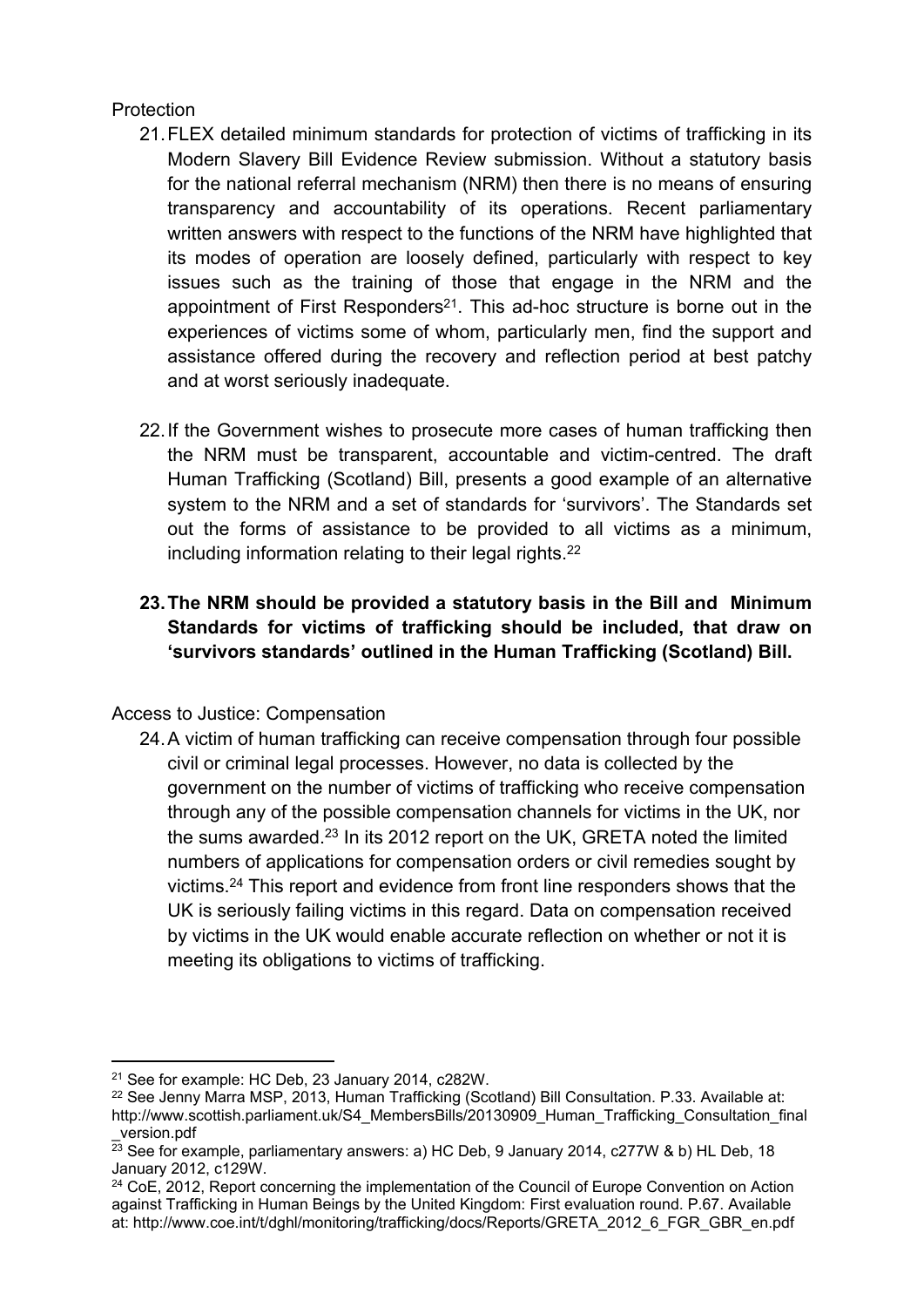Protection

21. FLEX detailed minimum standards for protection of victims of trafficking in its Modern Slavery Bill Evidence Review submission. Without a statutory basis for the national referral mechanism (NRM) then there is no means of ensuring transparency and accountability of its operations. Recent parliamentary written answers with respect to the functions of the NRM have highlighted that its modes of operation are loosely defined, particularly with respect to key issues such as the training of those that engage in the NRM and the appointment of First Responders[21]. This ad-hoc structure is borne out in the experiences of victims some of whom, particularly men, find the support and assistance offered during the recovery and reflection period at best patchy and at worst seriously inadequate.

22. If the Government wishes to prosecute more cases of human trafficking then the NRM must be transparent, accountable and victim-centred. The draft Human Trafficking (Scotland) Bill, presents a good example of an alternative system to the NRM and a set of standards for 'survivors'. The Standards set out the forms of assistance to be provided to all victims as a minimum, including information relating to their legal rights.[22]

23. **The NRM should be provided a statutory basis in the Bill and Minimum Standards for victims of trafficking should be included, that draw on 'survivors standards' outlined in the Human Trafficking (Scotland) Bill.**

Access to Justice: Compensation

24. A victim of human trafficking can receive compensation through four possible civil or criminal legal processes. However, no data is collected by the government on the number of victims of trafficking who receive compensation through any of the possible compensation channels for victims in the UK, nor the sums awarded.[23] In its 2012 report on the UK, GRETA noted the limited numbers of applications for compensation orders or civil remedies sought by victims.[24] This report and evidence from front line responders shows that the UK is seriously failing victims in this regard. Data on compensation received by victims in the UK would enable accurate reflection on whether or not it is meeting its obligations to victims of trafficking.

---

[21] See for example: HC Deb, 23 January 2014, c282W.

[22] See Jenny Marra MSP, 2013, Human Trafficking (Scotland) Bill Consultation. P.33. Available at: http://www.scottish.parliament.uk/S4_MembersBills/20130909_Human_Trafficking_Consultation_final_version.pdf

[23] See for example, parliamentary answers: a) HC Deb, 9 January 2014, c277W & b) HL Deb, 18 January 2012, c129W.

[24] CoE, 2012, Report concerning the implementation of the Council of Europe Convention on Action against Trafficking in Human Beings by the United Kingdom: First evaluation round. P.67. Available at: http://www.coe.int/t/dghl/monitoring/trafficking/docs/Reports/GRETA_2012_6_FGR_GBR_en.pdf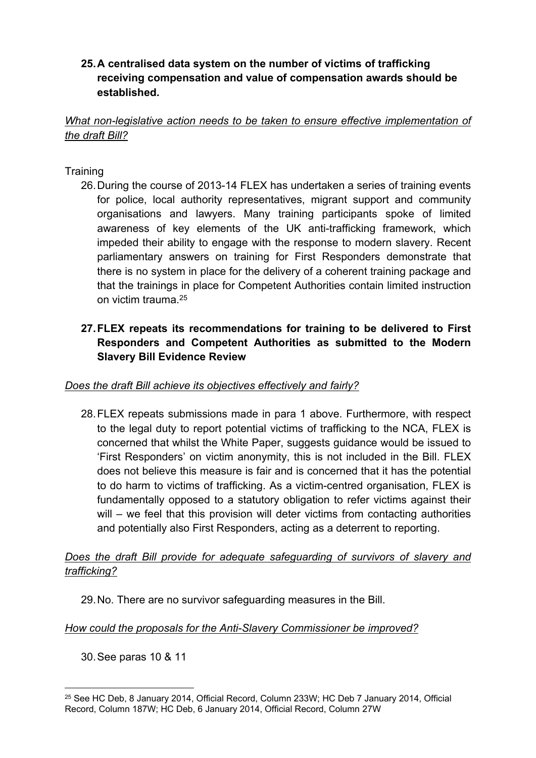**25. A centralised data system on the number of victims of trafficking receiving compensation and value of compensation awards should be established.**

*What non-legislative action needs to be taken to ensure effective implementation of the draft Bill?*

Training

26. During the course of 2013-14 FLEX has undertaken a series of training events for police, local authority representatives, migrant support and community organisations and lawyers. Many training participants spoke of limited awareness of key elements of the UK anti-trafficking framework, which impeded their ability to engage with the response to modern slavery. Recent parliamentary answers on training for First Responders demonstrate that there is no system in place for the delivery of a coherent training package and that the trainings in place for Competent Authorities contain limited instruction on victim trauma.[25]

**27. FLEX repeats its recommendations for training to be delivered to First Responders and Competent Authorities as submitted to the Modern Slavery Bill Evidence Review**

*Does the draft Bill achieve its objectives effectively and fairly?*

28. FLEX repeats submissions made in para 1 above. Furthermore, with respect to the legal duty to report potential victims of trafficking to the NCA, FLEX is concerned that whilst the White Paper, suggests guidance would be issued to 'First Responders' on victim anonymity, this is not included in the Bill. FLEX does not believe this measure is fair and is concerned that it has the potential to do harm to victims of trafficking. As a victim-centred organisation, FLEX is fundamentally opposed to a statutory obligation to refer victims against their will – we feel that this provision will deter victims from contacting authorities and potentially also First Responders, acting as a deterrent to reporting.

*Does the draft Bill provide for adequate safeguarding of survivors of slavery and trafficking?*

29. No. There are no survivor safeguarding measures in the Bill.

*How could the proposals for the Anti-Slavery Commissioner be improved?*

30. See paras 10 & 11

[25] See HC Deb, 8 January 2014, Official Record, Column 233W; HC Deb 7 January 2014, Official Record, Column 187W; HC Deb, 6 January 2014, Official Record, Column 27W